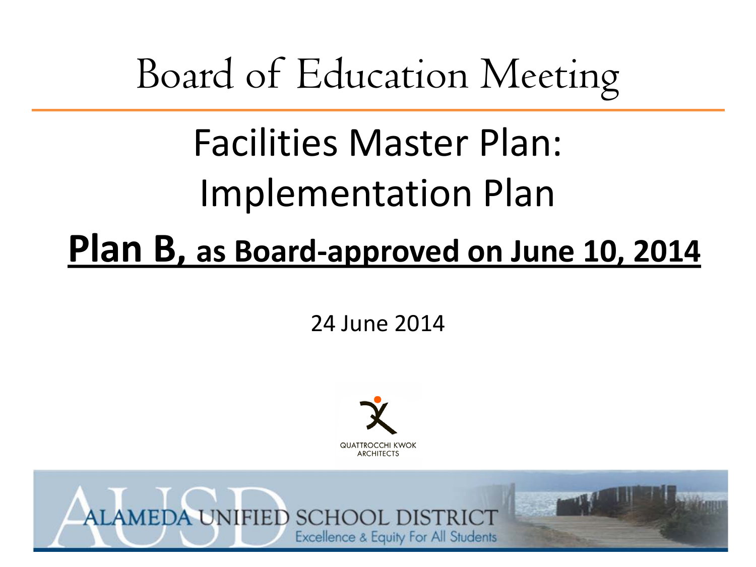# Board of Education Meeting

## Facilities Master Plan: Implementation Plan

**Plan B, as Board-approved on June 10, 2014**

24 June 2014

QUATTROCCHI KWOK ARCHITECTS

ALAMEDA UNIFIED SCHOOL DISTRICT

Excellence & Equity For All Students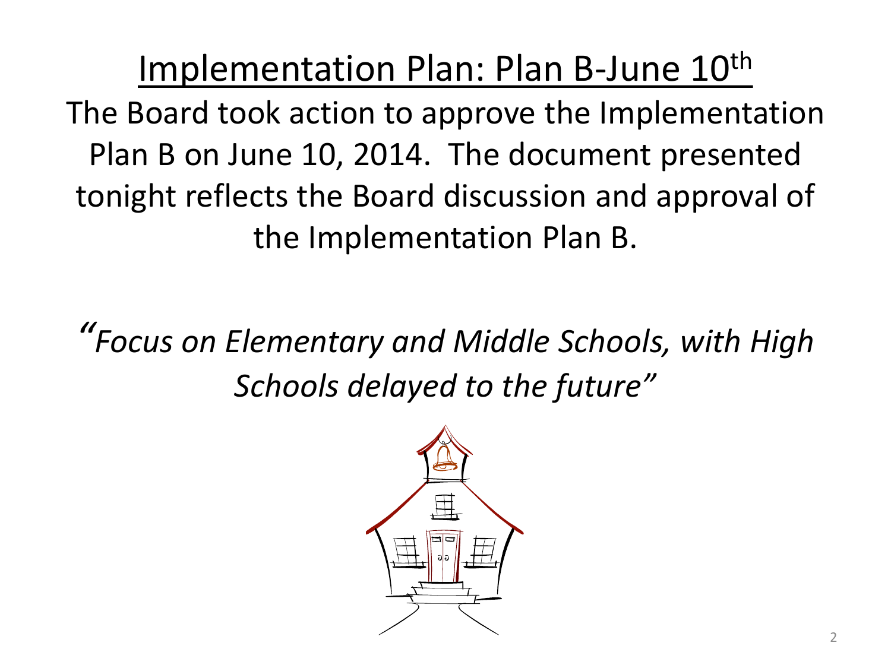# Implementation Plan: Plan B-June 10th

The Board took action to approve the Implementation Plan B on June 10, 2014. The document presented tonight reflects the Board discussion and approval of the Implementation Plan B.

*"Focus on Elementary and Middle Schools, with High Schools delayed to the future"*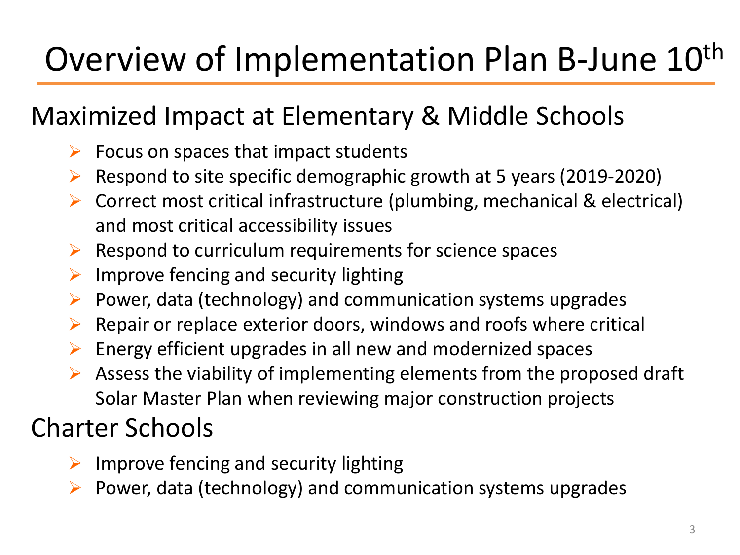# Overview of Implementation Plan B-June 10th

## Maximized Impact at Elementary & Middle Schools

- Focus on spaces that impact students
- Respond to site specific demographic growth at 5 years (2019-2020)
- Correct most critical infrastructure (plumbing, mechanical & electrical) and most critical accessibility issues
- Respond to curriculum requirements for science spaces
- Improve fencing and security lighting
- Power, data (technology) and communication systems upgrades
- Repair or replace exterior doors, windows and roofs where critical
- Energy efficient upgrades in all new and modernized spaces
- Assess the viability of implementing elements from the proposed draft Solar Master Plan when reviewing major construction projects

## Charter Schools

- Improve fencing and security lighting
- Power, data (technology) and communication systems upgrades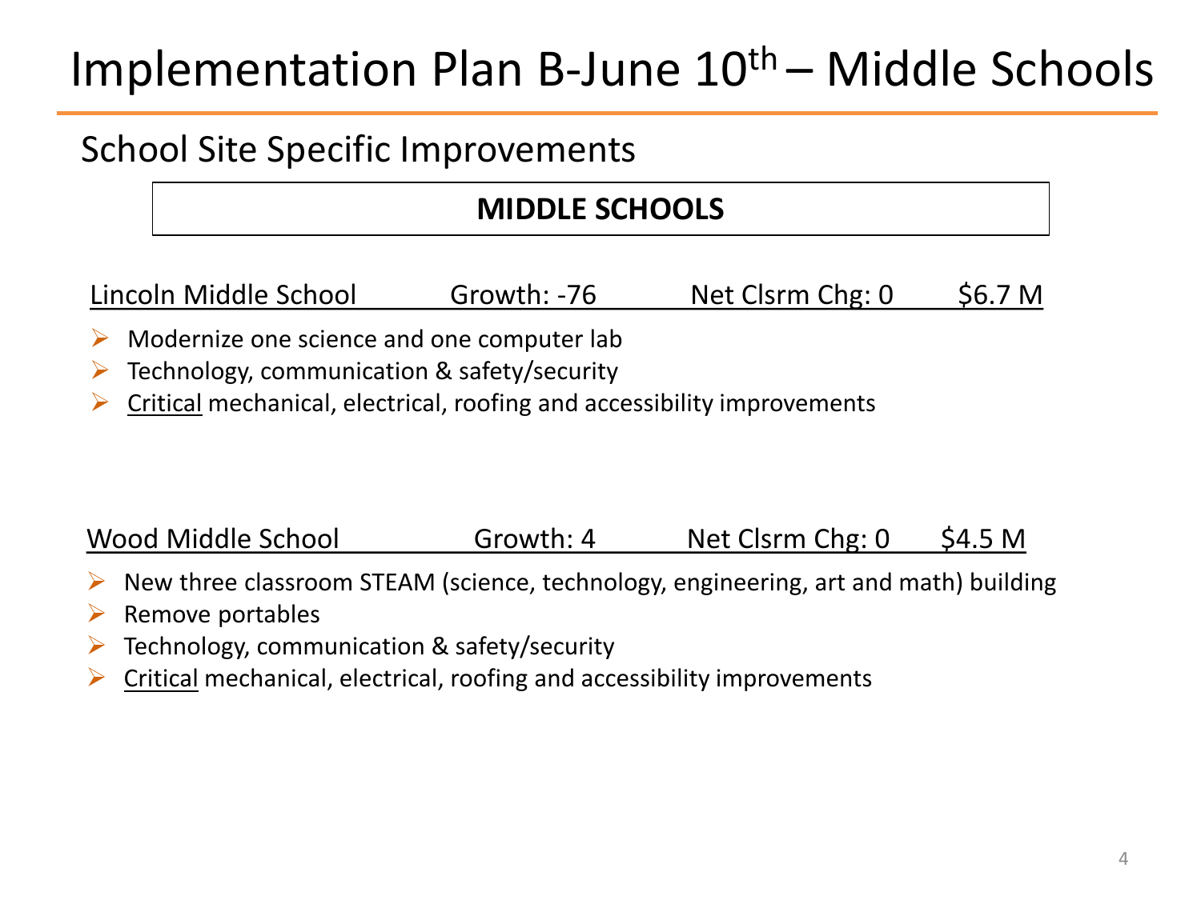# Implementation Plan B-June 10th – Middle Schools

## School Site Specific Improvements

**MIDDLE SCHOOLS**

Lincoln Middle School Growth: -76 Net Clsrm Chg: 0 $6.7 M

- Modernize one science and one computer lab
- Technology, communication & safety/security
- Critical mechanical, electrical, roofing and accessibility improvements

Wood Middle School Growth: 4 Net Clsrm Chg: 0 $4.5 M

- New three classroom STEAM (science, technology, engineering, art and math) building
- Remove portables
- Technology, communication & safety/security
- Critical mechanical, electrical, roofing and accessibility improvements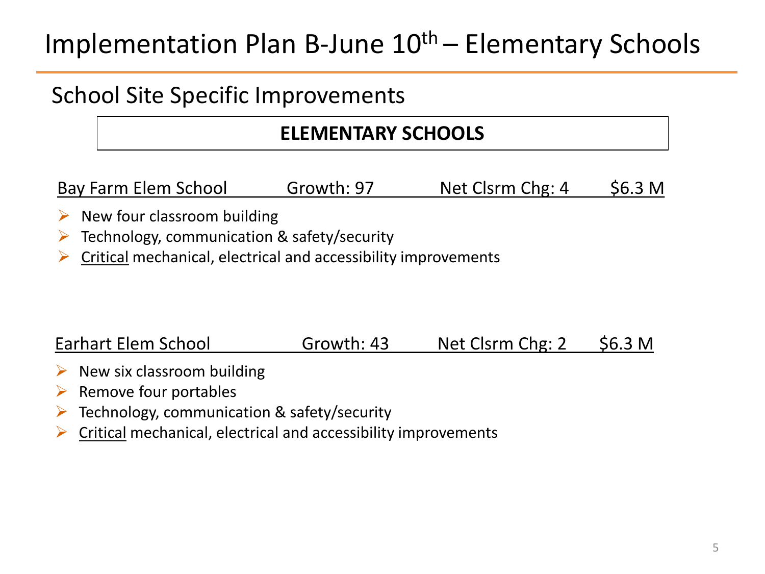# Implementation Plan B-June 10th – Elementary Schools

## School Site Specific Improvements

### ELEMENTARY SCHOOLS

Bay Farm Elem School | Growth: 97 | Net Clsrm Chg: 4 | $6.3 M

- New four classroom building
- Technology, communication & safety/security
- Critical mechanical, electrical and accessibility improvements

Earhart Elem School | Growth: 43 | Net Clsrm Chg: 2 | $6.3 M

- New six classroom building
- Remove four portables
- Technology, communication & safety/security
- Critical mechanical, electrical and accessibility improvements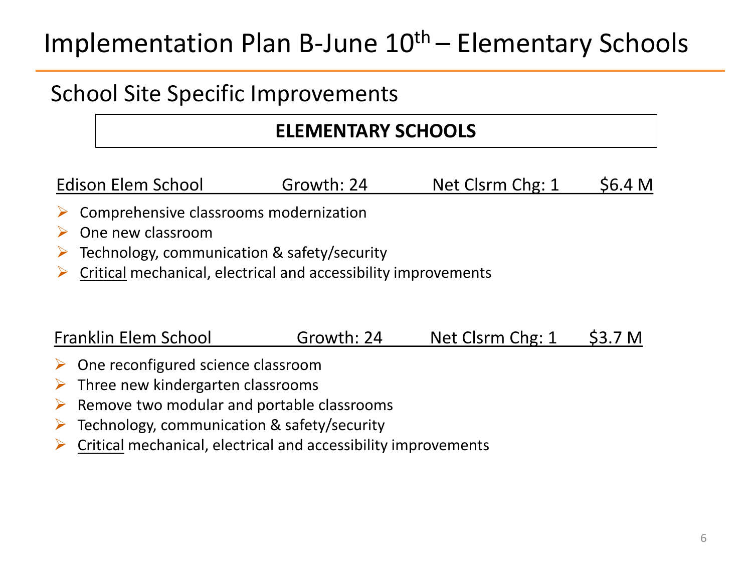# Implementation Plan B-June 10th – Elementary Schools

## School Site Specific Improvements

**ELEMENTARY SCHOOLS**

Edison Elem School — Growth: 24 — Net Clsrm Chg: 1 — $6.4 M

- Comprehensive classrooms modernization
- One new classroom
- Technology, communication & safety/security
- Critical mechanical, electrical and accessibility improvements

Franklin Elem School — Growth: 24 — Net Clsrm Chg: 1 — $3.7 M

- One reconfigured science classroom
- Three new kindergarten classrooms
- Remove two modular and portable classrooms
- Technology, communication & safety/security
- Critical mechanical, electrical and accessibility improvements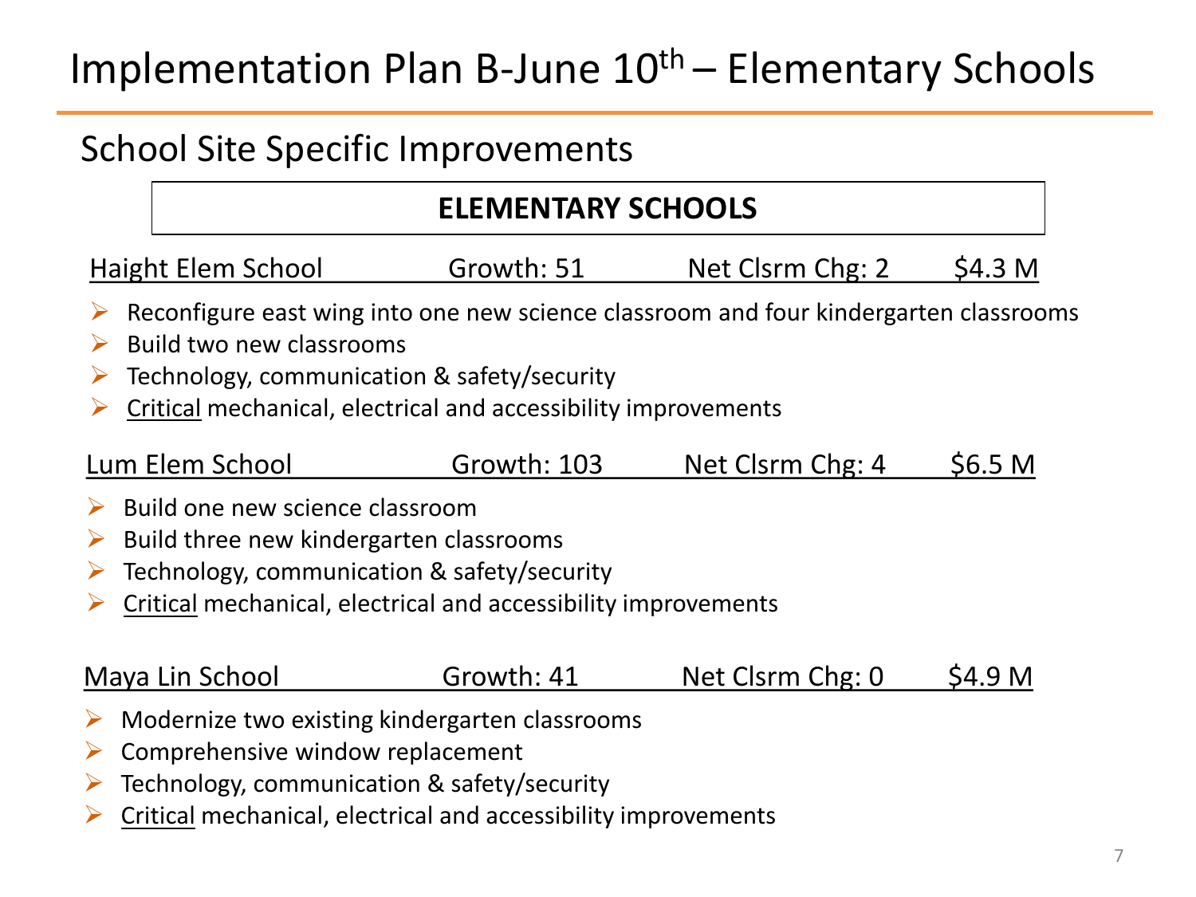# Implementation Plan B-June 10th – Elementary Schools

## School Site Specific Improvements

**ELEMENTARY SCHOOLS**

| School | Growth | Net Clsrm Chg | Cost |
|---|---|---|---|
| Haight Elem School | Growth: 51 | Net Clsrm Chg: 2 | $4.3 M |

- Reconfigure east wing into one new science classroom and four kindergarten classrooms
- Build two new classrooms
- Technology, communication & safety/security
- Critical mechanical, electrical and accessibility improvements

| School | Growth | Net Clsrm Chg | Cost |
|---|---|---|---|
| Lum Elem School | Growth: 103 | Net Clsrm Chg: 4 | $6.5 M |

- Build one new science classroom
- Build three new kindergarten classrooms
- Technology, communication & safety/security
- Critical mechanical, electrical and accessibility improvements

| School | Growth | Net Clsrm Chg | Cost |
|---|---|---|---|
| Maya Lin School | Growth: 41 | Net Clsrm Chg: 0 | $4.9 M |

- Modernize two existing kindergarten classrooms
- Comprehensive window replacement
- Technology, communication & safety/security
- Critical mechanical, electrical and accessibility improvements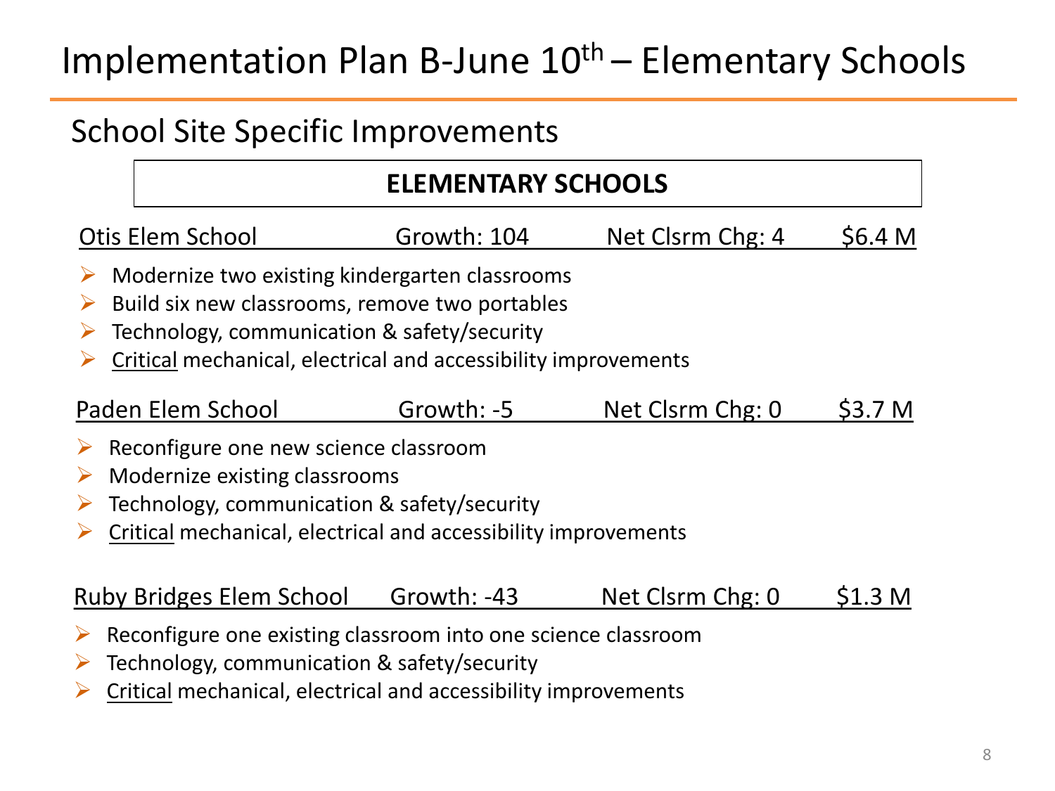# Implementation Plan B-June 10th – Elementary Schools

## School Site Specific Improvements

### ELEMENTARY SCHOOLS

**Otis Elem School** | Growth: 104 | Net Clsrm Chg: 4 | $6.4 M

- Modernize two existing kindergarten classrooms
- Build six new classrooms, remove two portables
- Technology, communication & safety/security
- Critical mechanical, electrical and accessibility improvements

**Paden Elem School** | Growth: -5 | Net Clsrm Chg: 0 | $3.7 M

- Reconfigure one new science classroom
- Modernize existing classrooms
- Technology, communication & safety/security
- Critical mechanical, electrical and accessibility improvements

**Ruby Bridges Elem School** | Growth: -43 | Net Clsrm Chg: 0 | $1.3 M

- Reconfigure one existing classroom into one science classroom
- Technology, communication & safety/security
- Critical mechanical, electrical and accessibility improvements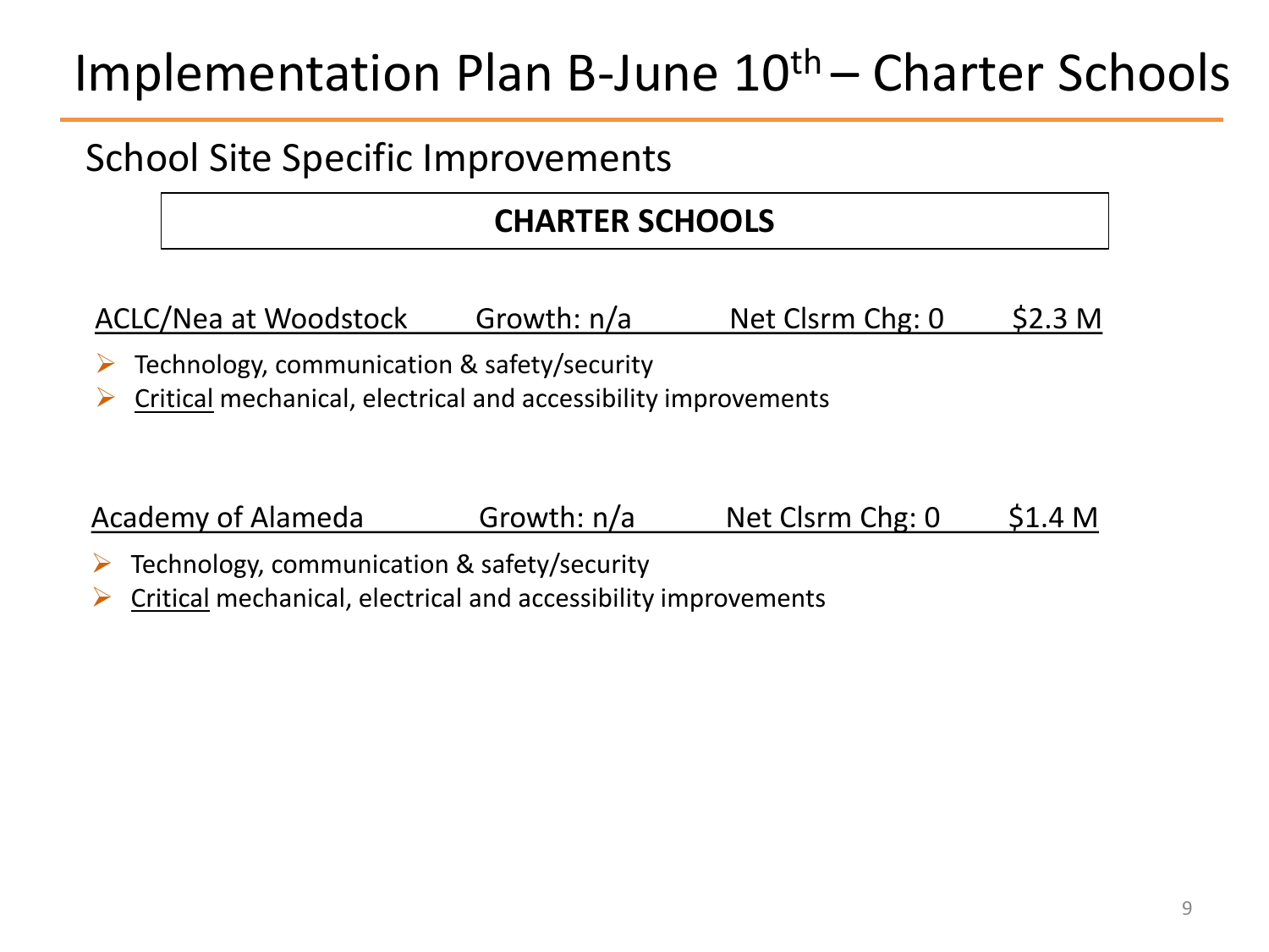# Implementation Plan B-June 10th – Charter Schools

## School Site Specific Improvements

**CHARTER SCHOOLS**

| ACLC/Nea at Woodstock | Growth: n/a | Net Clsrm Chg: 0 | $2.3 M |
|---|---|---|---|

- Technology, communication & safety/security
- Critical mechanical, electrical and accessibility improvements

| Academy of Alameda | Growth: n/a | Net Clsrm Chg: 0 | $1.4 M |
|---|---|---|---|

- Technology, communication & safety/security
- Critical mechanical, electrical and accessibility improvements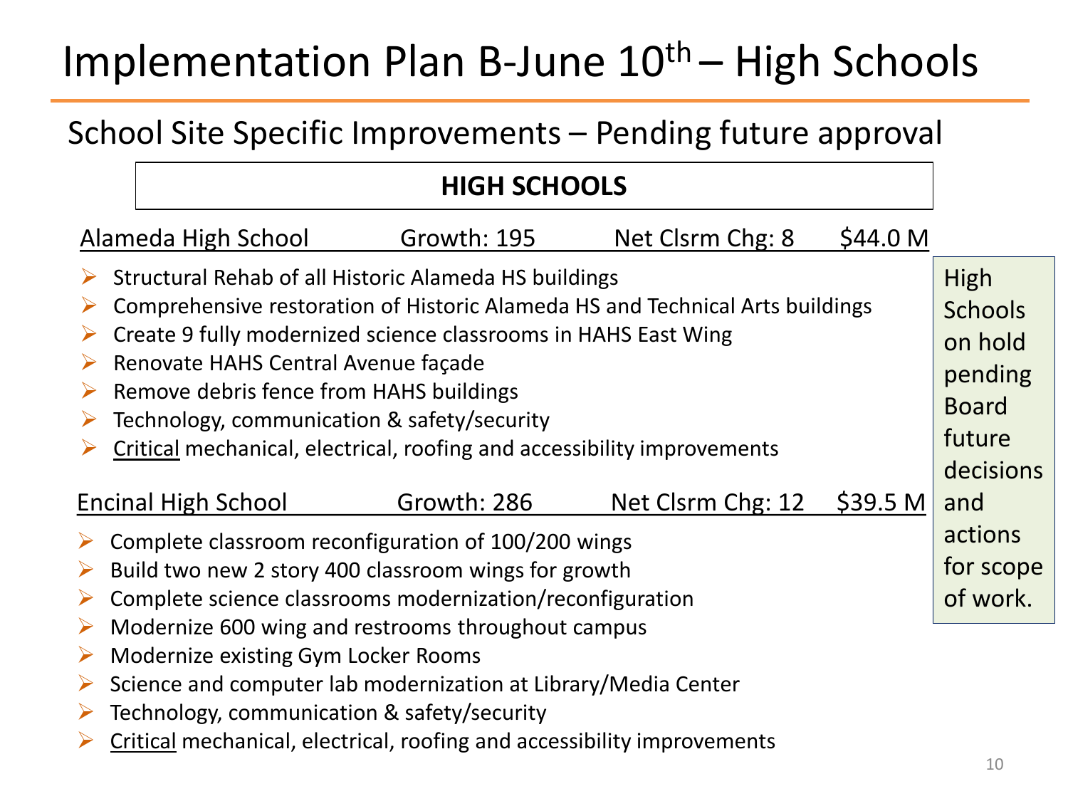# Implementation Plan B-June 10th – High Schools

## School Site Specific Improvements – Pending future approval

**HIGH SCHOOLS**

Alameda High School — Growth: 195 — Net Clsrm Chg: 8 — $44.0 M

- Structural Rehab of all Historic Alameda HS buildings
- Comprehensive restoration of Historic Alameda HS and Technical Arts buildings
- Create 9 fully modernized science classrooms in HAHS East Wing
- Renovate HAHS Central Avenue façade
- Remove debris fence from HAHS buildings
- Technology, communication & safety/security
- Critical mechanical, electrical, roofing and accessibility improvements

Encinal High School — Growth: 286 — Net Clsrm Chg: 12 — $39.5 M

- Complete classroom reconfiguration of 100/200 wings
- Build two new 2 story 400 classroom wings for growth
- Complete science classrooms modernization/reconfiguration
- Modernize 600 wing and restrooms throughout campus
- Modernize existing Gym Locker Rooms
- Science and computer lab modernization at Library/Media Center
- Technology, communication & safety/security
- Critical mechanical, electrical, roofing and accessibility improvements

High Schools on hold pending Board future decisions and actions for scope of work.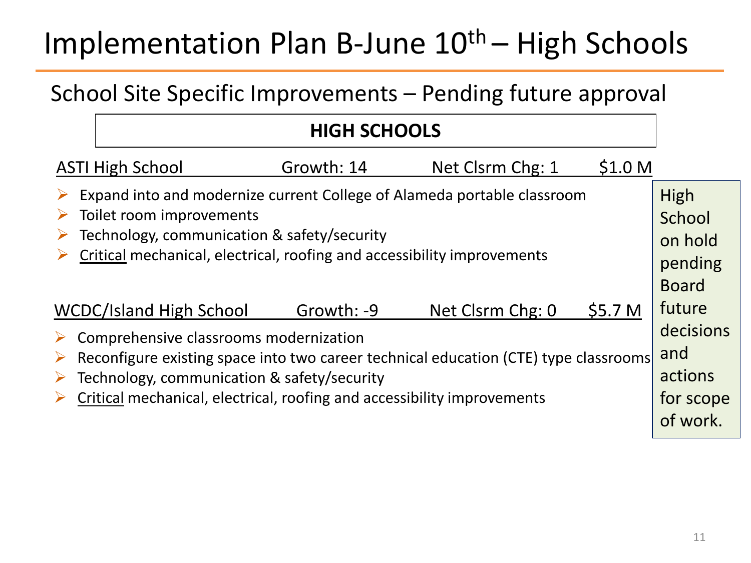# Implementation Plan B-June 10th – High Schools

## School Site Specific Improvements – Pending future approval

**HIGH SCHOOLS**

ASTI High School | Growth: 14 | Net Clsrm Chg: 1 | $1.0 M

- Expand into and modernize current College of Alameda portable classroom
- Toilet room improvements
- Technology, communication & safety/security
- Critical mechanical, electrical, roofing and accessibility improvements

WCDC/Island High School | Growth: -9 | Net Clsrm Chg: 0 | $5.7 M

- Comprehensive classrooms modernization
- Reconfigure existing space into two career technical education (CTE) type classrooms
- Technology, communication & safety/security
- Critical mechanical, electrical, roofing and accessibility improvements

High School on hold pending Board future decisions and actions for scope of work.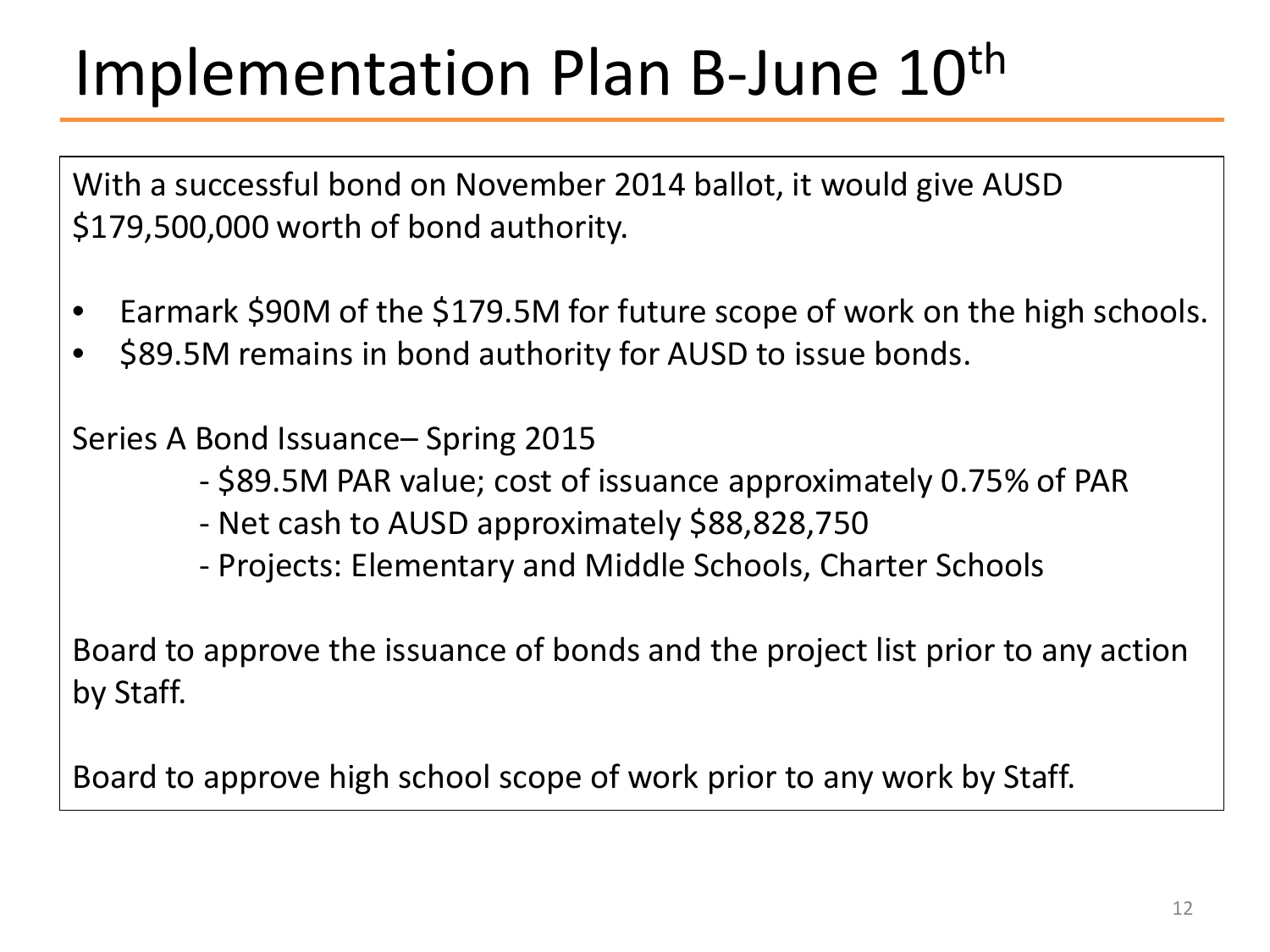# Implementation Plan B-June 10th

With a successful bond on November 2014 ballot, it would give AUSD $179,500,000 worth of bond authority.

- Earmark $90M of the $179.5M for future scope of work on the high schools.
- $89.5M remains in bond authority for AUSD to issue bonds.

Series A Bond Issuance– Spring 2015

- $89.5M PAR value; cost of issuance approximately 0.75% of PAR
- Net cash to AUSD approximately $88,828,750
- Projects: Elementary and Middle Schools, Charter Schools

Board to approve the issuance of bonds and the project list prior to any action by Staff.

Board to approve high school scope of work prior to any work by Staff.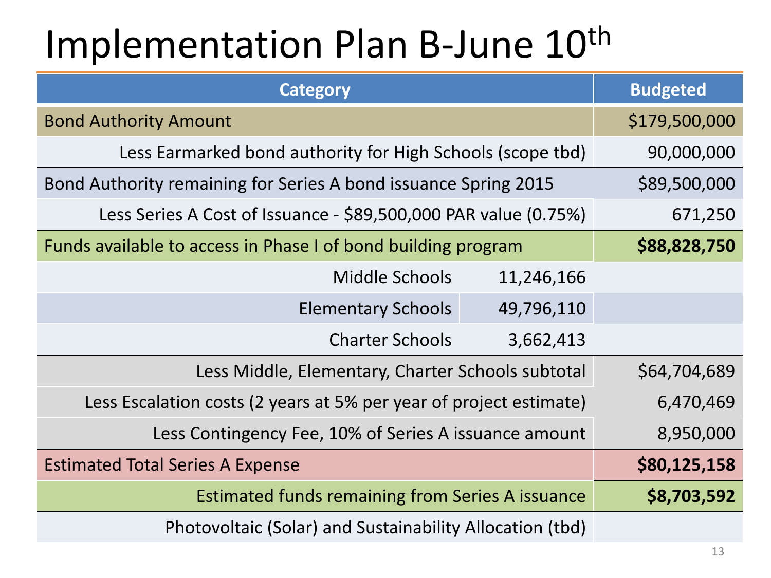# Implementation Plan B-June 10th

| Category | | Budgeted |
|---|---|---|
| Bond Authority Amount | | $179,500,000 |
| Less Earmarked bond authority for High Schools (scope tbd) | | 90,000,000 |
| Bond Authority remaining for Series A bond issuance Spring 2015 | | $89,500,000 |
| Less Series A Cost of Issuance - $89,500,000 PAR value (0.75%) | | 671,250 |
| Funds available to access in Phase I of bond building program | | **$88,828,750** |
| Middle Schools | 11,246,166 | |
| Elementary Schools | 49,796,110 | |
| Charter Schools | 3,662,413 | |
| Less Middle, Elementary, Charter Schools subtotal | | $64,704,689 |
| Less Escalation costs (2 years at 5% per year of project estimate) | | 6,470,469 |
| Less Contingency Fee, 10% of Series A issuance amount | | 8,950,000 |
| Estimated Total Series A Expense | | **$80,125,158** |
| Estimated funds remaining from Series A issuance | | **$8,703,592** |
| Photovoltaic (Solar) and Sustainability Allocation (tbd) | | |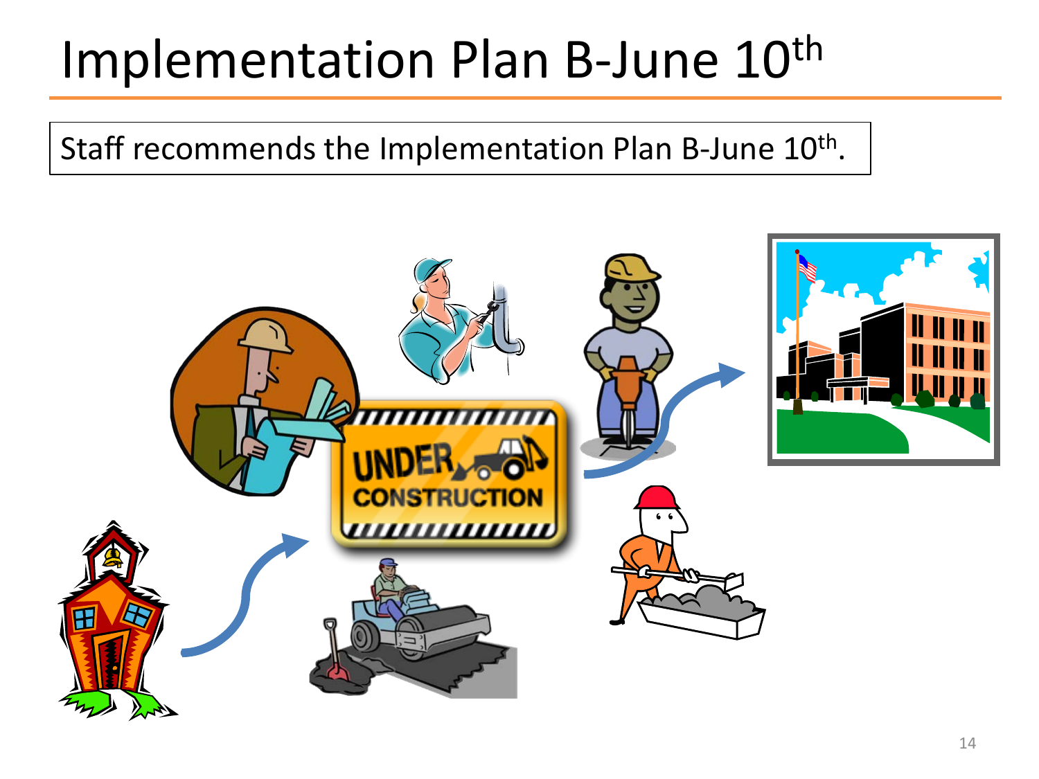# Implementation Plan B-June 10th

Staff recommends the Implementation Plan B-June 10th.